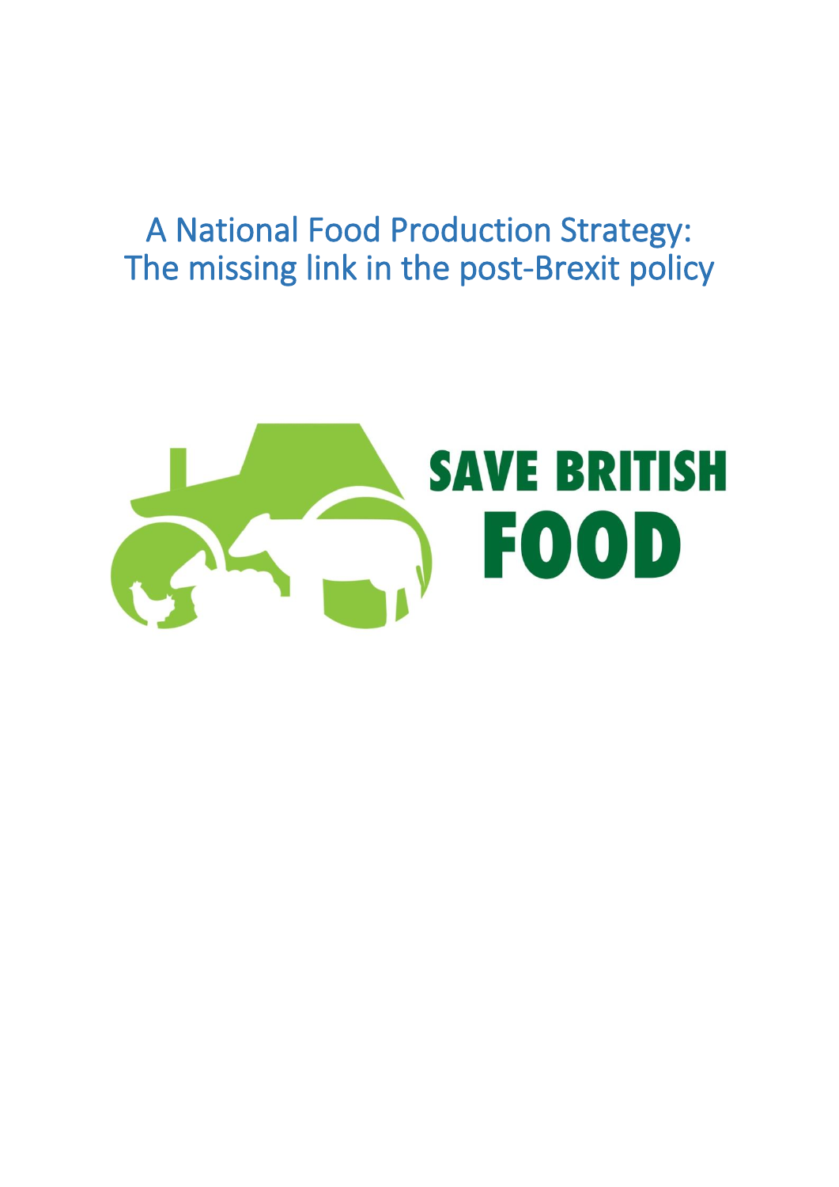# A National Food Production Strategy: The missing link in the post-Brexit policy

SAVE BRITISH FOOD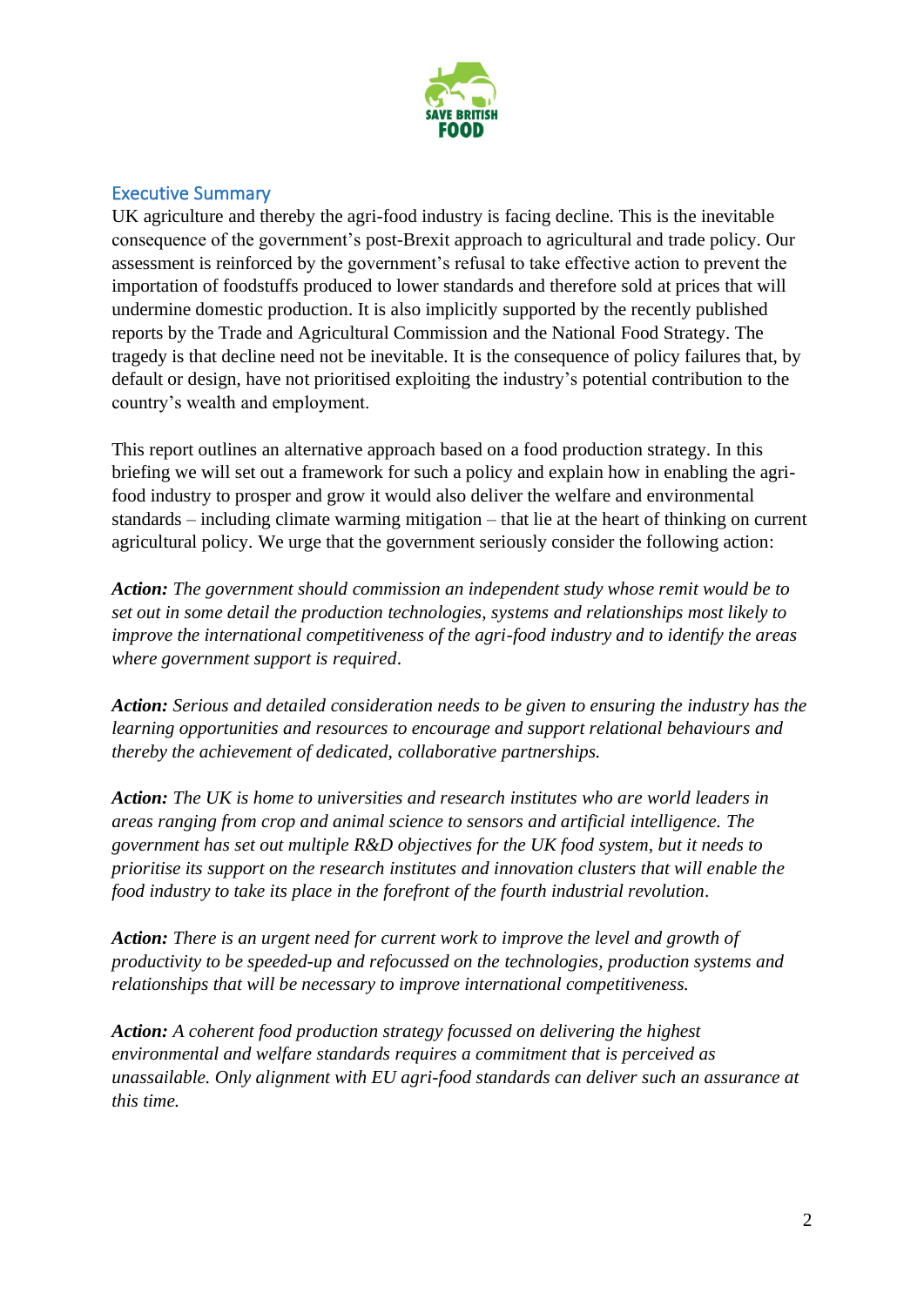## Executive Summary

UK agriculture and thereby the agri-food industry is facing decline. This is the inevitable consequence of the government's post-Brexit approach to agricultural and trade policy. Our assessment is reinforced by the government's refusal to take effective action to prevent the importation of foodstuffs produced to lower standards and therefore sold at prices that will undermine domestic production. It is also implicitly supported by the recently published reports by the Trade and Agricultural Commission and the National Food Strategy. The tragedy is that decline need not be inevitable. It is the consequence of policy failures that, by default or design, have not prioritised exploiting the industry's potential contribution to the country's wealth and employment.

This report outlines an alternative approach based on a food production strategy. In this briefing we will set out a framework for such a policy and explain how in enabling the agri-food industry to prosper and grow it would also deliver the welfare and environmental standards – including climate warming mitigation – that lie at the heart of thinking on current agricultural policy. We urge that the government seriously consider the following action:

***Action:*** *The government should commission an independent study whose remit would be to set out in some detail the production technologies, systems and relationships most likely to improve the international competitiveness of the agri-food industry and to identify the areas where government support is required*.

***Action:*** *Serious and detailed consideration needs to be given to ensuring the industry has the learning opportunities and resources to encourage and support relational behaviours and thereby the achievement of dedicated, collaborative partnerships.*

***Action:*** *The UK is home to universities and research institutes who are world leaders in areas ranging from crop and animal science to sensors and artificial intelligence. The government has set out multiple R&D objectives for the UK food system, but it needs to prioritise its support on the research institutes and innovation clusters that will enable the food industry to take its place in the forefront of the fourth industrial revolution*.

***Action:*** *There is an urgent need for current work to improve the level and growth of productivity to be speeded-up and refocussed on the technologies, production systems and relationships that will be necessary to improve international competitiveness.*

***Action:*** *A coherent food production strategy focussed on delivering the highest environmental and welfare standards requires a commitment that is perceived as unassailable. Only alignment with EU agri-food standards can deliver such an assurance at this time.*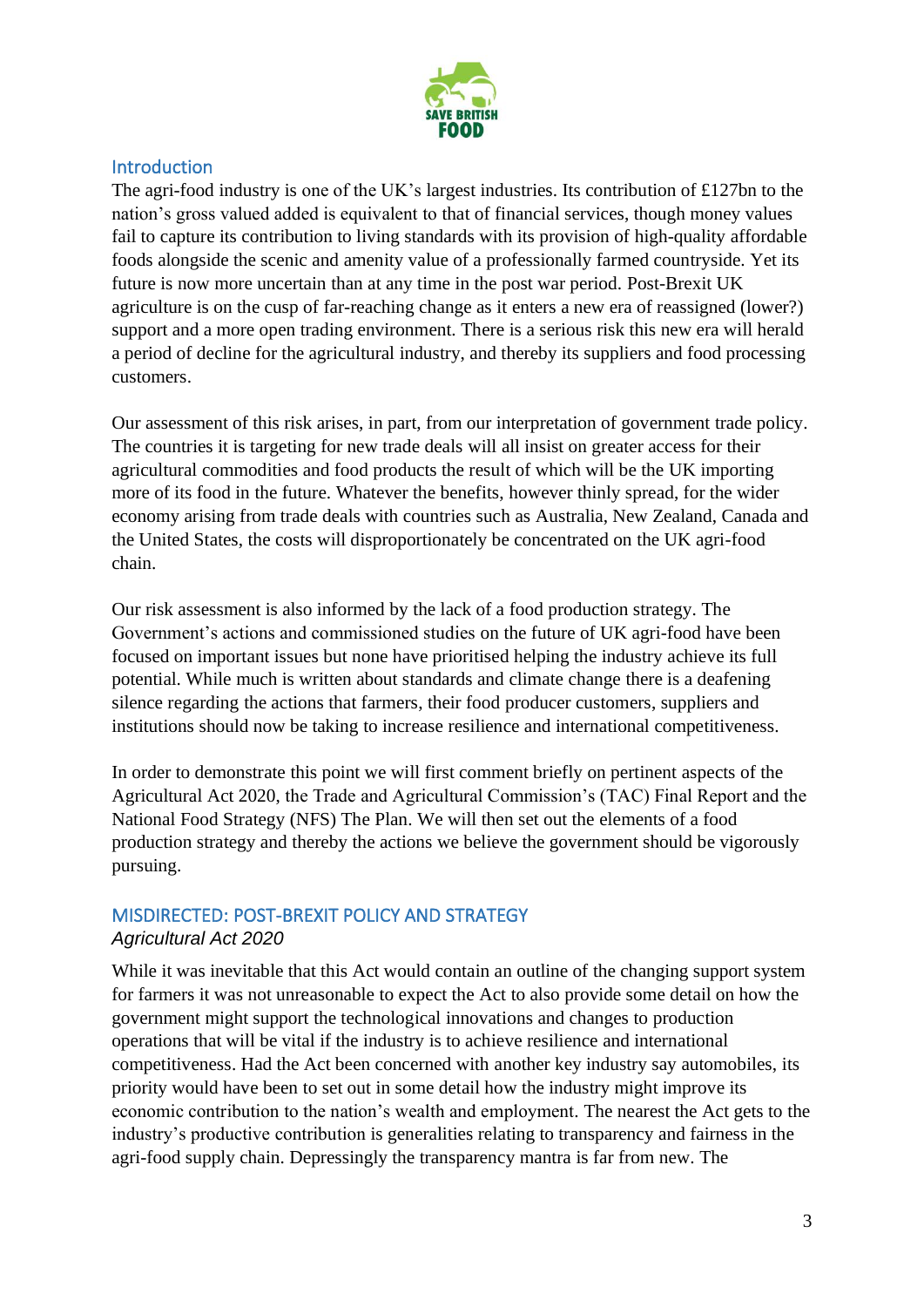## Introduction

The agri-food industry is one of the UK's largest industries. Its contribution of £127bn to the nation's gross valued added is equivalent to that of financial services, though money values fail to capture its contribution to living standards with its provision of high-quality affordable foods alongside the scenic and amenity value of a professionally farmed countryside. Yet its future is now more uncertain than at any time in the post war period. Post-Brexit UK agriculture is on the cusp of far-reaching change as it enters a new era of reassigned (lower?) support and a more open trading environment. There is a serious risk this new era will herald a period of decline for the agricultural industry, and thereby its suppliers and food processing customers.

Our assessment of this risk arises, in part, from our interpretation of government trade policy. The countries it is targeting for new trade deals will all insist on greater access for their agricultural commodities and food products the result of which will be the UK importing more of its food in the future. Whatever the benefits, however thinly spread, for the wider economy arising from trade deals with countries such as Australia, New Zealand, Canada and the United States, the costs will disproportionately be concentrated on the UK agri-food chain.

Our risk assessment is also informed by the lack of a food production strategy. The Government's actions and commissioned studies on the future of UK agri-food have been focused on important issues but none have prioritised helping the industry achieve its full potential. While much is written about standards and climate change there is a deafening silence regarding the actions that farmers, their food producer customers, suppliers and institutions should now be taking to increase resilience and international competitiveness.

In order to demonstrate this point we will first comment briefly on pertinent aspects of the Agricultural Act 2020, the Trade and Agricultural Commission's (TAC) Final Report and the National Food Strategy (NFS) The Plan. We will then set out the elements of a food production strategy and thereby the actions we believe the government should be vigorously pursuing.

## MISDIRECTED: POST-BREXIT POLICY AND STRATEGY

### *Agricultural Act 2020*

While it was inevitable that this Act would contain an outline of the changing support system for farmers it was not unreasonable to expect the Act to also provide some detail on how the government might support the technological innovations and changes to production operations that will be vital if the industry is to achieve resilience and international competitiveness. Had the Act been concerned with another key industry say automobiles, its priority would have been to set out in some detail how the industry might improve its economic contribution to the nation's wealth and employment. The nearest the Act gets to the industry's productive contribution is generalities relating to transparency and fairness in the agri-food supply chain. Depressingly the transparency mantra is far from new. The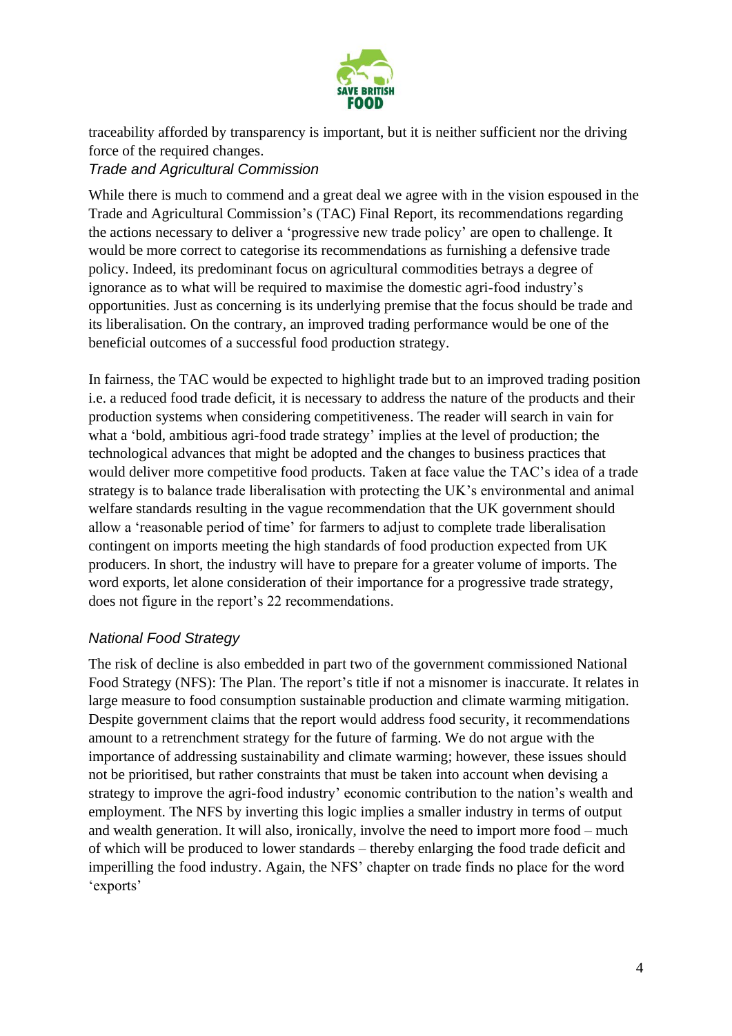traceability afforded by transparency is important, but it is neither sufficient nor the driving force of the required changes.

### *Trade and Agricultural Commission*

While there is much to commend and a great deal we agree with in the vision espoused in the Trade and Agricultural Commission's (TAC) Final Report, its recommendations regarding the actions necessary to deliver a 'progressive new trade policy' are open to challenge. It would be more correct to categorise its recommendations as furnishing a defensive trade policy. Indeed, its predominant focus on agricultural commodities betrays a degree of ignorance as to what will be required to maximise the domestic agri-food industry's opportunities. Just as concerning is its underlying premise that the focus should be trade and its liberalisation. On the contrary, an improved trading performance would be one of the beneficial outcomes of a successful food production strategy.

In fairness, the TAC would be expected to highlight trade but to an improved trading position i.e. a reduced food trade deficit, it is necessary to address the nature of the products and their production systems when considering competitiveness. The reader will search in vain for what a 'bold, ambitious agri-food trade strategy' implies at the level of production; the technological advances that might be adopted and the changes to business practices that would deliver more competitive food products. Taken at face value the TAC's idea of a trade strategy is to balance trade liberalisation with protecting the UK's environmental and animal welfare standards resulting in the vague recommendation that the UK government should allow a 'reasonable period of time' for farmers to adjust to complete trade liberalisation contingent on imports meeting the high standards of food production expected from UK producers. In short, the industry will have to prepare for a greater volume of imports. The word exports, let alone consideration of their importance for a progressive trade strategy, does not figure in the report's 22 recommendations.

### *National Food Strategy*

The risk of decline is also embedded in part two of the government commissioned National Food Strategy (NFS): The Plan. The report's title if not a misnomer is inaccurate. It relates in large measure to food consumption sustainable production and climate warming mitigation. Despite government claims that the report would address food security, it recommendations amount to a retrenchment strategy for the future of farming. We do not argue with the importance of addressing sustainability and climate warming; however, these issues should not be prioritised, but rather constraints that must be taken into account when devising a strategy to improve the agri-food industry' economic contribution to the nation's wealth and employment. The NFS by inverting this logic implies a smaller industry in terms of output and wealth generation. It will also, ironically, involve the need to import more food – much of which will be produced to lower standards – thereby enlarging the food trade deficit and imperilling the food industry. Again, the NFS' chapter on trade finds no place for the word 'exports'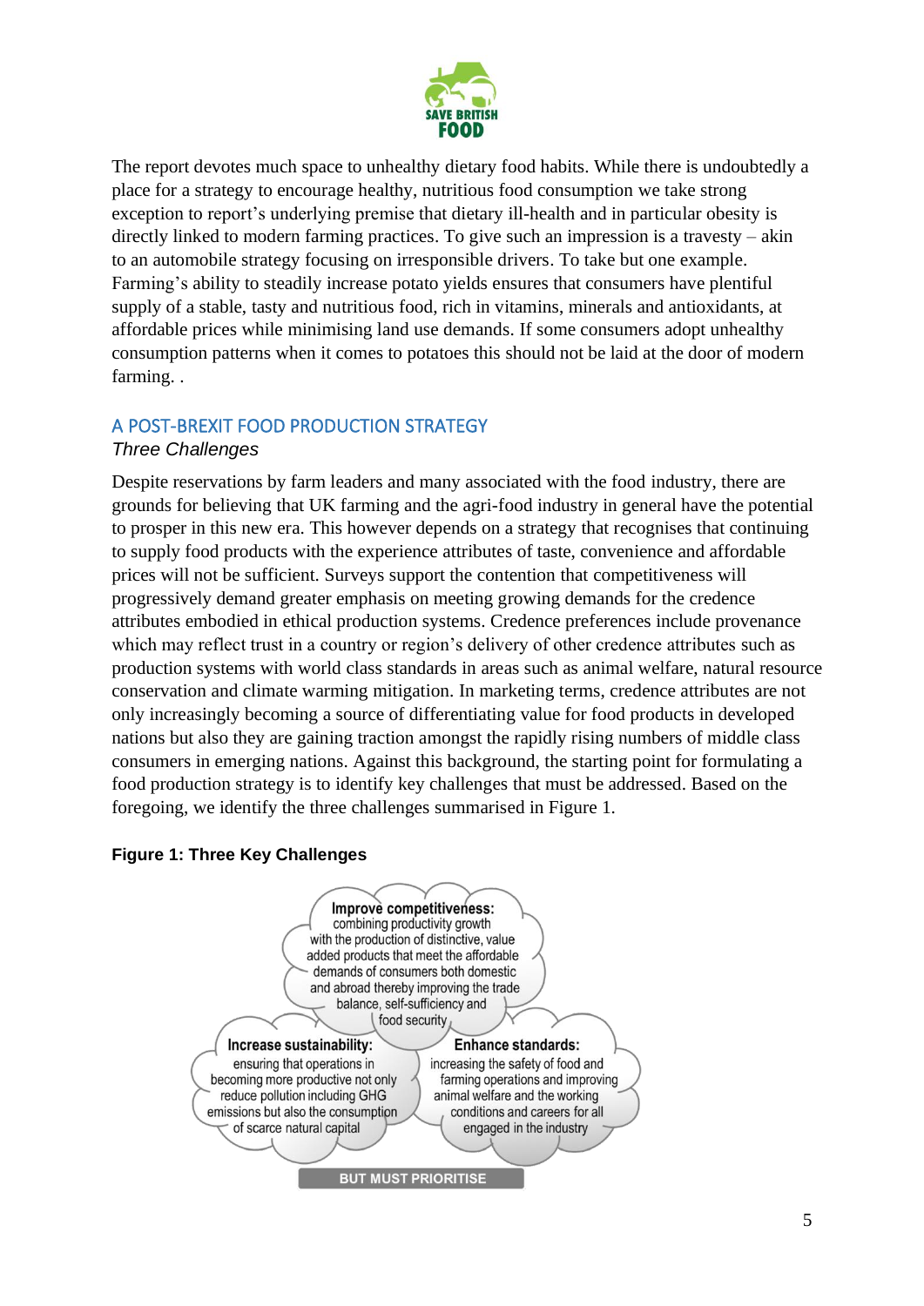The report devotes much space to unhealthy dietary food habits. While there is undoubtedly a place for a strategy to encourage healthy, nutritious food consumption we take strong exception to report's underlying premise that dietary ill-health and in particular obesity is directly linked to modern farming practices. To give such an impression is a travesty – akin to an automobile strategy focusing on irresponsible drivers. To take but one example. Farming's ability to steadily increase potato yields ensures that consumers have plentiful supply of a stable, tasty and nutritious food, rich in vitamins, minerals and antioxidants, at affordable prices while minimising land use demands. If some consumers adopt unhealthy consumption patterns when it comes to potatoes this should not be laid at the door of modern farming. .

## A POST-BREXIT FOOD PRODUCTION STRATEGY

*Three Challenges*

Despite reservations by farm leaders and many associated with the food industry, there are grounds for believing that UK farming and the agri-food industry in general have the potential to prosper in this new era. This however depends on a strategy that recognises that continuing to supply food products with the experience attributes of taste, convenience and affordable prices will not be sufficient. Surveys support the contention that competitiveness will progressively demand greater emphasis on meeting growing demands for the credence attributes embodied in ethical production systems. Credence preferences include provenance which may reflect trust in a country or region's delivery of other credence attributes such as production systems with world class standards in areas such as animal welfare, natural resource conservation and climate warming mitigation. In marketing terms, credence attributes are not only increasingly becoming a source of differentiating value for food products in developed nations but also they are gaining traction amongst the rapidly rising numbers of middle class consumers in emerging nations. Against this background, the starting point for formulating a food production strategy is to identify key challenges that must be addressed. Based on the foregoing, we identify the three challenges summarised in Figure 1.

**Figure 1: Three Key Challenges**

**Improve competitiveness:** combining productivity growth with the production of distinctive, value added products that meet the affordable demands of consumers both domestic and abroad thereby improving the trade balance, self-sufficiency and food security

**Increase sustainability:** ensuring that operations in becoming more productive not only reduce pollution including GHG emissions but also the consumption of scarce natural capital

**Enhance standards:** increasing the safety of food and farming operations and improving animal welfare and the working conditions and careers for all engaged in the industry

BUT MUST PRIORITISE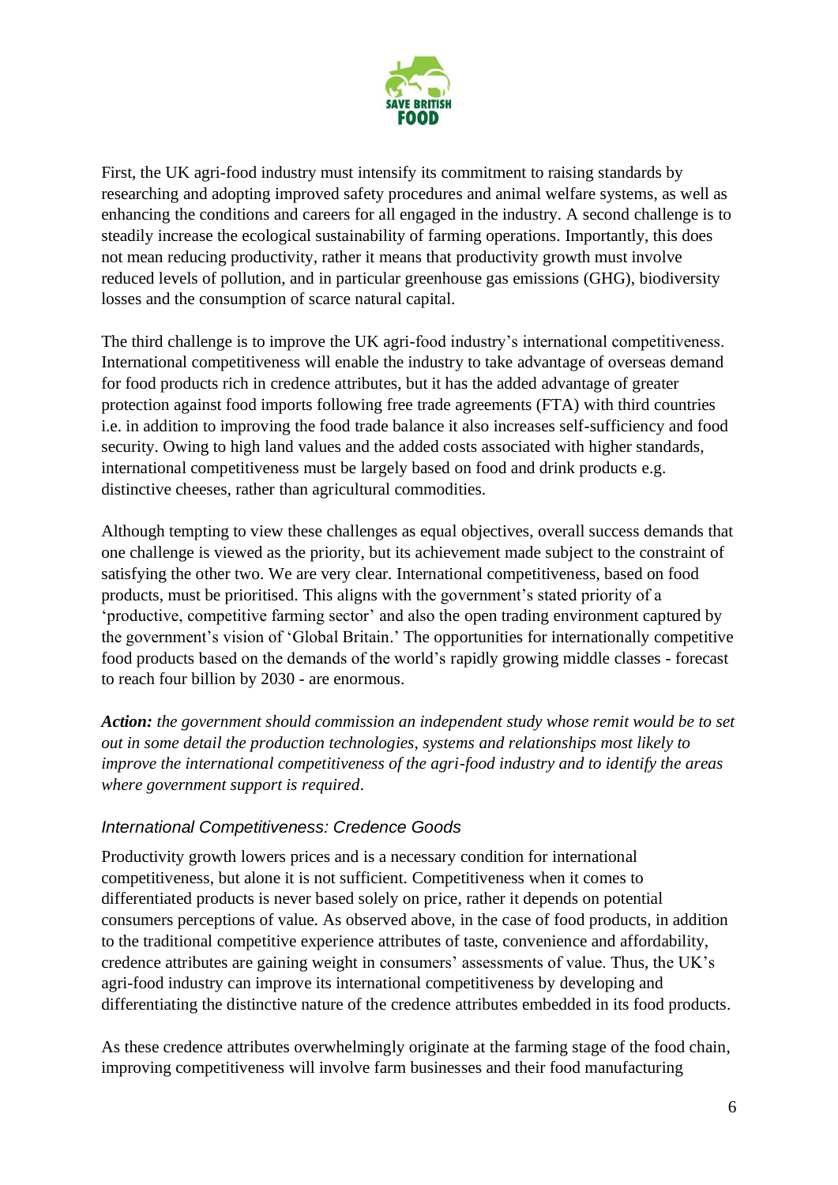First, the UK agri-food industry must intensify its commitment to raising standards by researching and adopting improved safety procedures and animal welfare systems, as well as enhancing the conditions and careers for all engaged in the industry. A second challenge is to steadily increase the ecological sustainability of farming operations. Importantly, this does not mean reducing productivity, rather it means that productivity growth must involve reduced levels of pollution, and in particular greenhouse gas emissions (GHG), biodiversity losses and the consumption of scarce natural capital.

The third challenge is to improve the UK agri-food industry's international competitiveness. International competitiveness will enable the industry to take advantage of overseas demand for food products rich in credence attributes, but it has the added advantage of greater protection against food imports following free trade agreements (FTA) with third countries i.e. in addition to improving the food trade balance it also increases self-sufficiency and food security. Owing to high land values and the added costs associated with higher standards, international competitiveness must be largely based on food and drink products e.g. distinctive cheeses, rather than agricultural commodities.

Although tempting to view these challenges as equal objectives, overall success demands that one challenge is viewed as the priority, but its achievement made subject to the constraint of satisfying the other two. We are very clear. International competitiveness, based on food products, must be prioritised. This aligns with the government's stated priority of a 'productive, competitive farming sector' and also the open trading environment captured by the government's vision of 'Global Britain.' The opportunities for internationally competitive food products based on the demands of the world's rapidly growing middle classes - forecast to reach four billion by 2030 - are enormous.

***Action:*** *the government should commission an independent study whose remit would be to set out in some detail the production technologies, systems and relationships most likely to improve the international competitiveness of the agri-food industry and to identify the areas where government support is required*.

### *International Competitiveness: Credence Goods*

Productivity growth lowers prices and is a necessary condition for international competitiveness, but alone it is not sufficient. Competitiveness when it comes to differentiated products is never based solely on price, rather it depends on potential consumers perceptions of value. As observed above, in the case of food products, in addition to the traditional competitive experience attributes of taste, convenience and affordability, credence attributes are gaining weight in consumers' assessments of value. Thus, the UK's agri-food industry can improve its international competitiveness by developing and differentiating the distinctive nature of the credence attributes embedded in its food products.

As these credence attributes overwhelmingly originate at the farming stage of the food chain, improving competitiveness will involve farm businesses and their food manufacturing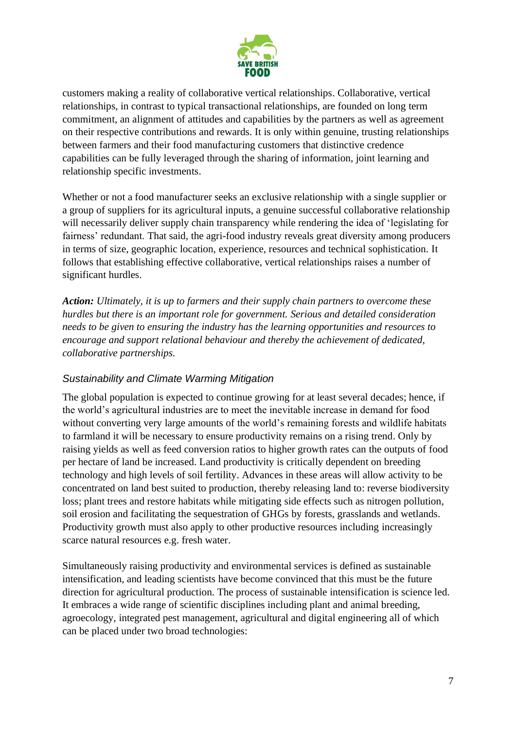customers making a reality of collaborative vertical relationships. Collaborative, vertical relationships, in contrast to typical transactional relationships, are founded on long term commitment, an alignment of attitudes and capabilities by the partners as well as agreement on their respective contributions and rewards. It is only within genuine, trusting relationships between farmers and their food manufacturing customers that distinctive credence capabilities can be fully leveraged through the sharing of information, joint learning and relationship specific investments.

Whether or not a food manufacturer seeks an exclusive relationship with a single supplier or a group of suppliers for its agricultural inputs, a genuine successful collaborative relationship will necessarily deliver supply chain transparency while rendering the idea of 'legislating for fairness' redundant. That said, the agri-food industry reveals great diversity among producers in terms of size, geographic location, experience, resources and technical sophistication. It follows that establishing effective collaborative, vertical relationships raises a number of significant hurdles.

***Action:*** *Ultimately, it is up to farmers and their supply chain partners to overcome these hurdles but there is an important role for government. Serious and detailed consideration needs to be given to ensuring the industry has the learning opportunities and resources to encourage and support relational behaviour and thereby the achievement of dedicated, collaborative partnerships.*

### *Sustainability and Climate Warming Mitigation*

The global population is expected to continue growing for at least several decades; hence, if the world's agricultural industries are to meet the inevitable increase in demand for food without converting very large amounts of the world's remaining forests and wildlife habitats to farmland it will be necessary to ensure productivity remains on a rising trend. Only by raising yields as well as feed conversion ratios to higher growth rates can the outputs of food per hectare of land be increased. Land productivity is critically dependent on breeding technology and high levels of soil fertility. Advances in these areas will allow activity to be concentrated on land best suited to production, thereby releasing land to: reverse biodiversity loss; plant trees and restore habitats while mitigating side effects such as nitrogen pollution, soil erosion and facilitating the sequestration of GHGs by forests, grasslands and wetlands. Productivity growth must also apply to other productive resources including increasingly scarce natural resources e.g. fresh water.

Simultaneously raising productivity and environmental services is defined as sustainable intensification, and leading scientists have become convinced that this must be the future direction for agricultural production. The process of sustainable intensification is science led. It embraces a wide range of scientific disciplines including plant and animal breeding, agroecology, integrated pest management, agricultural and digital engineering all of which can be placed under two broad technologies: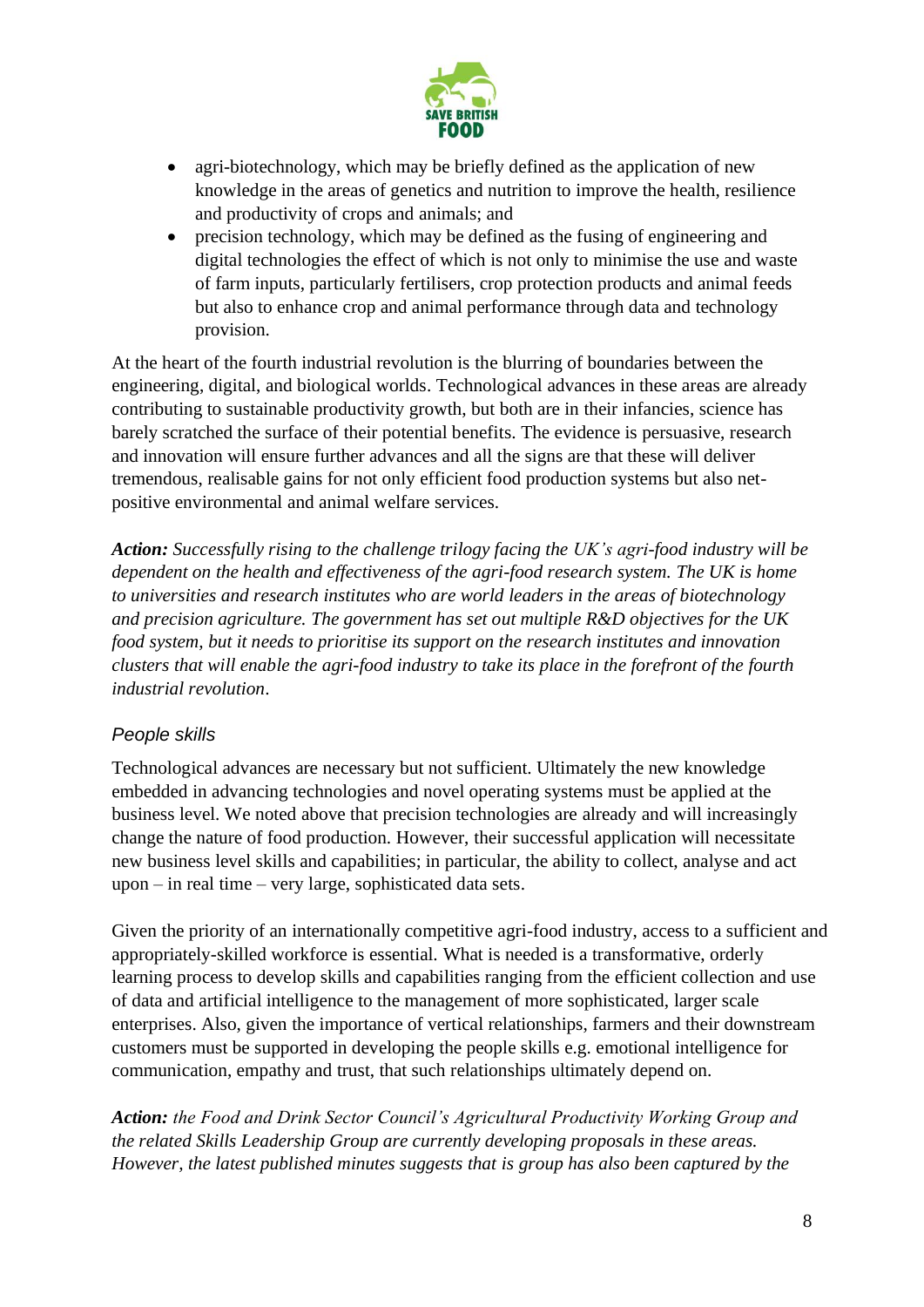- agri-biotechnology, which may be briefly defined as the application of new knowledge in the areas of genetics and nutrition to improve the health, resilience and productivity of crops and animals; and
- precision technology, which may be defined as the fusing of engineering and digital technologies the effect of which is not only to minimise the use and waste of farm inputs, particularly fertilisers, crop protection products and animal feeds but also to enhance crop and animal performance through data and technology provision.

At the heart of the fourth industrial revolution is the blurring of boundaries between the engineering, digital, and biological worlds. Technological advances in these areas are already contributing to sustainable productivity growth, but both are in their infancies, science has barely scratched the surface of their potential benefits. The evidence is persuasive, research and innovation will ensure further advances and all the signs are that these will deliver tremendous, realisable gains for not only efficient food production systems but also net-positive environmental and animal welfare services.

***Action:*** *Successfully rising to the challenge trilogy facing the UK's agri-food industry will be dependent on the health and effectiveness of the agri-food research system. The UK is home to universities and research institutes who are world leaders in the areas of biotechnology and precision agriculture. The government has set out multiple R&D objectives for the UK food system, but it needs to prioritise its support on the research institutes and innovation clusters that will enable the agri-food industry to take its place in the forefront of the fourth industrial revolution*.

### *People skills*

Technological advances are necessary but not sufficient. Ultimately the new knowledge embedded in advancing technologies and novel operating systems must be applied at the business level. We noted above that precision technologies are already and will increasingly change the nature of food production. However, their successful application will necessitate new business level skills and capabilities; in particular, the ability to collect, analyse and act upon – in real time – very large, sophisticated data sets.

Given the priority of an internationally competitive agri-food industry, access to a sufficient and appropriately-skilled workforce is essential. What is needed is a transformative, orderly learning process to develop skills and capabilities ranging from the efficient collection and use of data and artificial intelligence to the management of more sophisticated, larger scale enterprises. Also, given the importance of vertical relationships, farmers and their downstream customers must be supported in developing the people skills e.g. emotional intelligence for communication, empathy and trust, that such relationships ultimately depend on.

***Action:*** *the Food and Drink Sector Council's Agricultural Productivity Working Group and the related Skills Leadership Group are currently developing proposals in these areas. However, the latest published minutes suggests that is group has also been captured by the*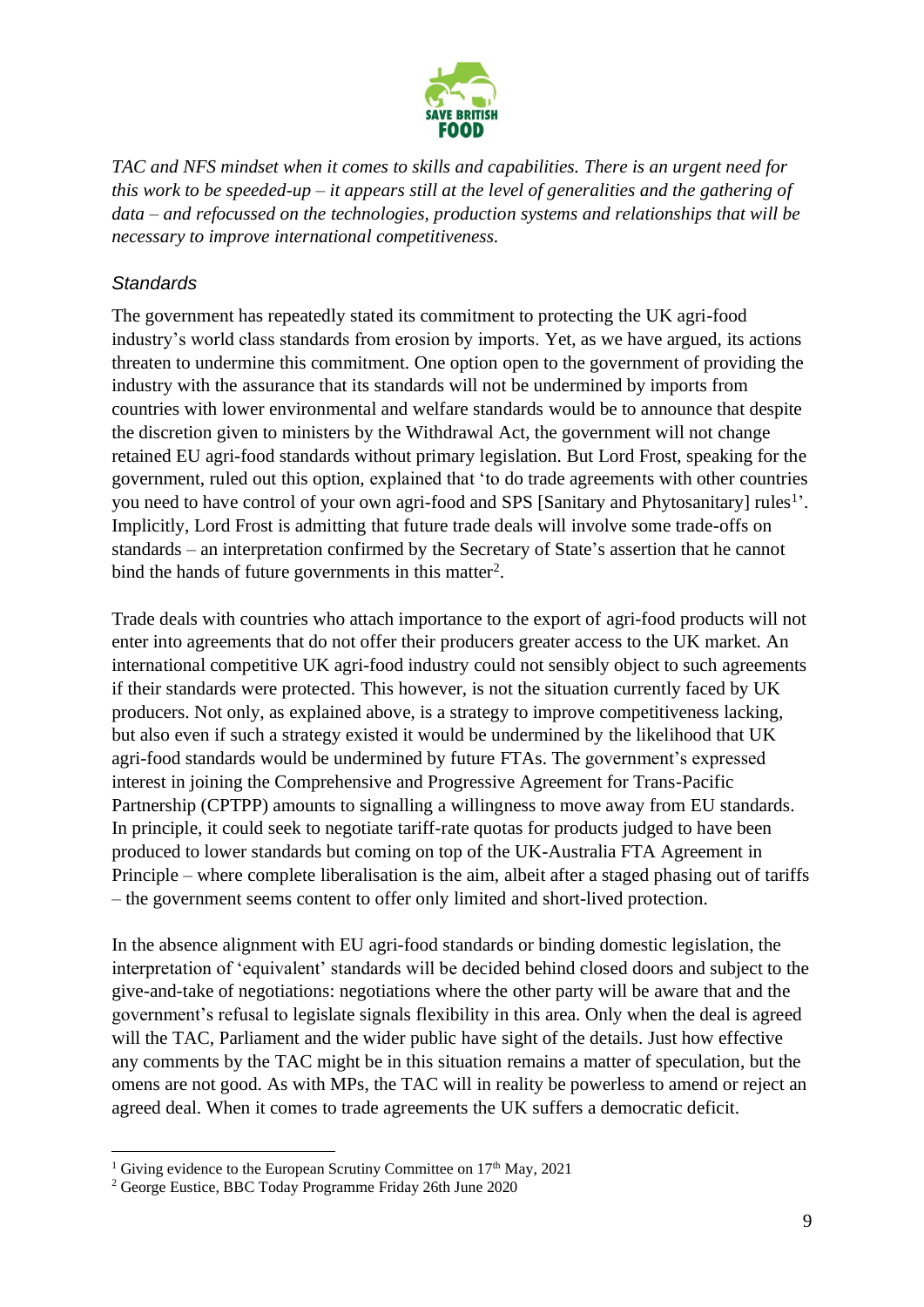*TAC and NFS mindset when it comes to skills and capabilities. There is an urgent need for this work to be speeded-up – it appears still at the level of generalities and the gathering of data – and refocussed on the technologies, production systems and relationships that will be necessary to improve international competitiveness.*

### *Standards*

The government has repeatedly stated its commitment to protecting the UK agri-food industry's world class standards from erosion by imports. Yet, as we have argued, its actions threaten to undermine this commitment. One option open to the government of providing the industry with the assurance that its standards will not be undermined by imports from countries with lower environmental and welfare standards would be to announce that despite the discretion given to ministers by the Withdrawal Act, the government will not change retained EU agri-food standards without primary legislation. But Lord Frost, speaking for the government, ruled out this option, explained that 'to do trade agreements with other countries you need to have control of your own agri-food and SPS [Sanitary and Phytosanitary] rules[1]'. Implicitly, Lord Frost is admitting that future trade deals will involve some trade-offs on standards – an interpretation confirmed by the Secretary of State's assertion that he cannot bind the hands of future governments in this matter[2].

Trade deals with countries who attach importance to the export of agri-food products will not enter into agreements that do not offer their producers greater access to the UK market. An international competitive UK agri-food industry could not sensibly object to such agreements if their standards were protected. This however, is not the situation currently faced by UK producers. Not only, as explained above, is a strategy to improve competitiveness lacking, but also even if such a strategy existed it would be undermined by the likelihood that UK agri-food standards would be undermined by future FTAs. The government's expressed interest in joining the Comprehensive and Progressive Agreement for Trans-Pacific Partnership (CPTPP) amounts to signalling a willingness to move away from EU standards. In principle, it could seek to negotiate tariff-rate quotas for products judged to have been produced to lower standards but coming on top of the UK-Australia FTA Agreement in Principle – where complete liberalisation is the aim, albeit after a staged phasing out of tariffs – the government seems content to offer only limited and short-lived protection.

In the absence alignment with EU agri-food standards or binding domestic legislation, the interpretation of 'equivalent' standards will be decided behind closed doors and subject to the give-and-take of negotiations: negotiations where the other party will be aware that and the government's refusal to legislate signals flexibility in this area. Only when the deal is agreed will the TAC, Parliament and the wider public have sight of the details. Just how effective any comments by the TAC might be in this situation remains a matter of speculation, but the omens are not good. As with MPs, the TAC will in reality be powerless to amend or reject an agreed deal. When it comes to trade agreements the UK suffers a democratic deficit.

---

[1] Giving evidence to the European Scrutiny Committee on 17th May, 2021

[2] George Eustice, BBC Today Programme Friday 26th June 2020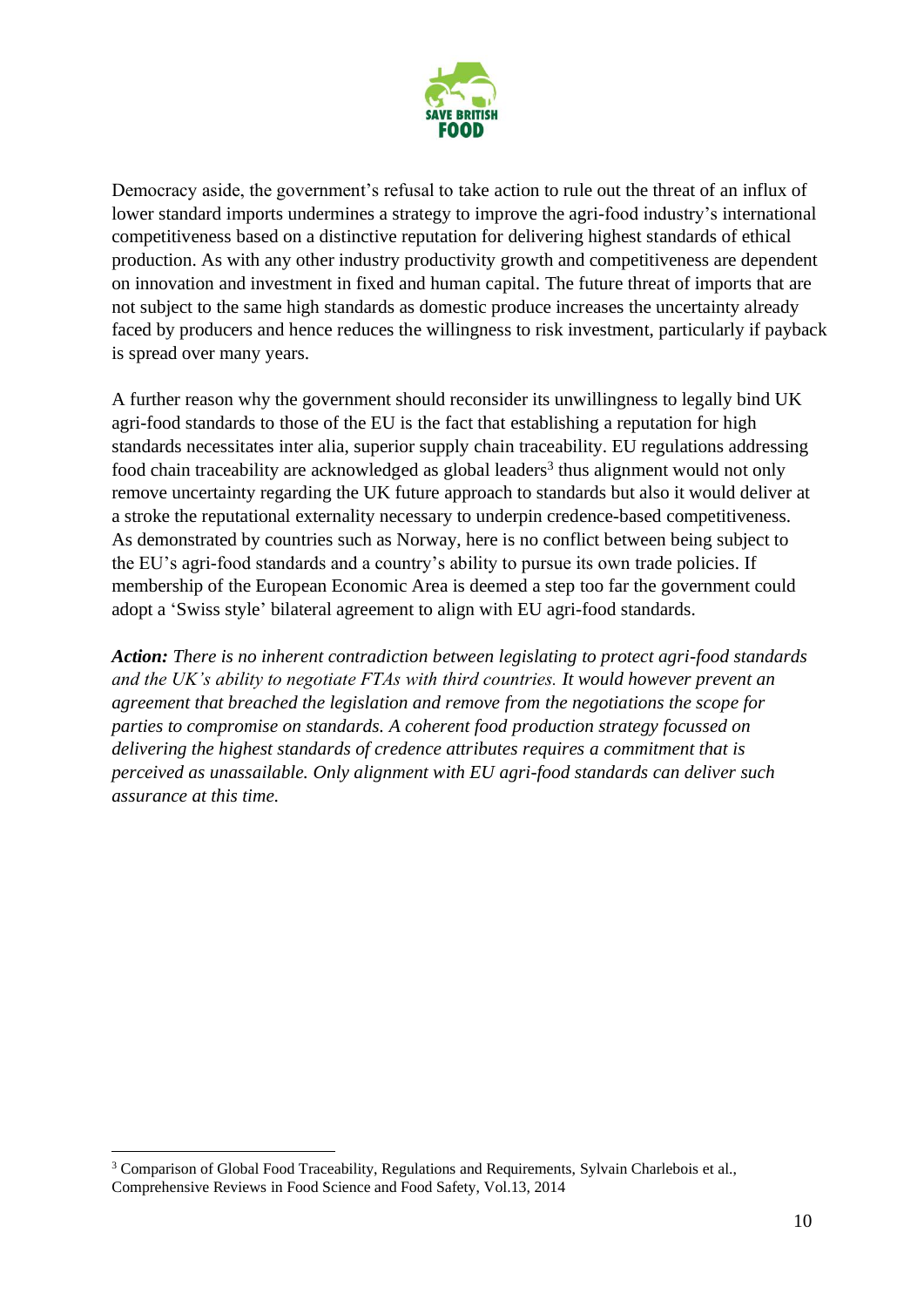Democracy aside, the government's refusal to take action to rule out the threat of an influx of lower standard imports undermines a strategy to improve the agri-food industry's international competitiveness based on a distinctive reputation for delivering highest standards of ethical production. As with any other industry productivity growth and competitiveness are dependent on innovation and investment in fixed and human capital. The future threat of imports that are not subject to the same high standards as domestic produce increases the uncertainty already faced by producers and hence reduces the willingness to risk investment, particularly if payback is spread over many years.

A further reason why the government should reconsider its unwillingness to legally bind UK agri-food standards to those of the EU is the fact that establishing a reputation for high standards necessitates inter alia, superior supply chain traceability. EU regulations addressing food chain traceability are acknowledged as global leaders[3] thus alignment would not only remove uncertainty regarding the UK future approach to standards but also it would deliver at a stroke the reputational externality necessary to underpin credence-based competitiveness. As demonstrated by countries such as Norway, here is no conflict between being subject to the EU's agri-food standards and a country's ability to pursue its own trade policies. If membership of the European Economic Area is deemed a step too far the government could adopt a 'Swiss style' bilateral agreement to align with EU agri-food standards.

***Action:*** *There is no inherent contradiction between legislating to protect agri-food standards and the UK's ability to negotiate FTAs with third countries. It would however prevent an agreement that breached the legislation and remove from the negotiations the scope for parties to compromise on standards. A coherent food production strategy focussed on delivering the highest standards of credence attributes requires a commitment that is perceived as unassailable. Only alignment with EU agri-food standards can deliver such assurance at this time.*

---

[3] Comparison of Global Food Traceability, Regulations and Requirements, Sylvain Charlebois et al., Comprehensive Reviews in Food Science and Food Safety, Vol.13, 2014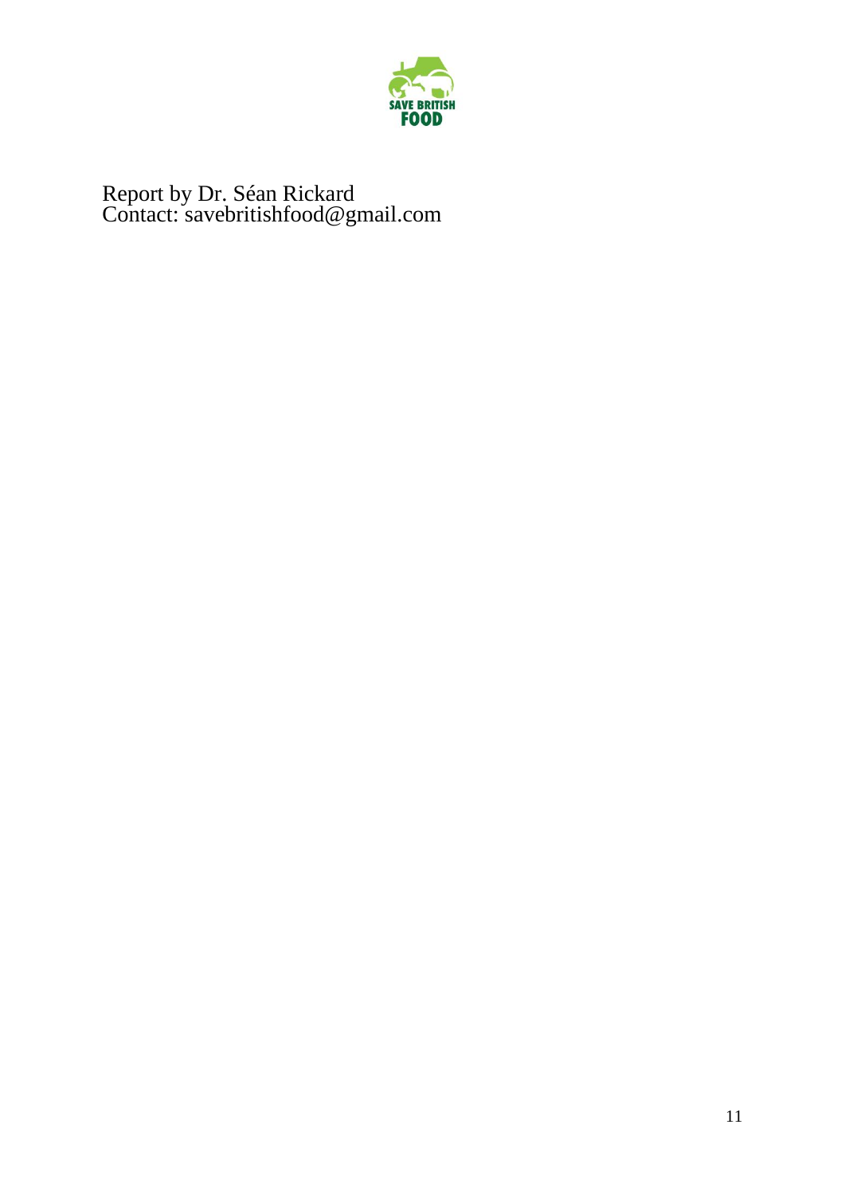SAVE BRITISH FOOD

Report by Dr. Séan Rickard
Contact: savebritishfood@gmail.com